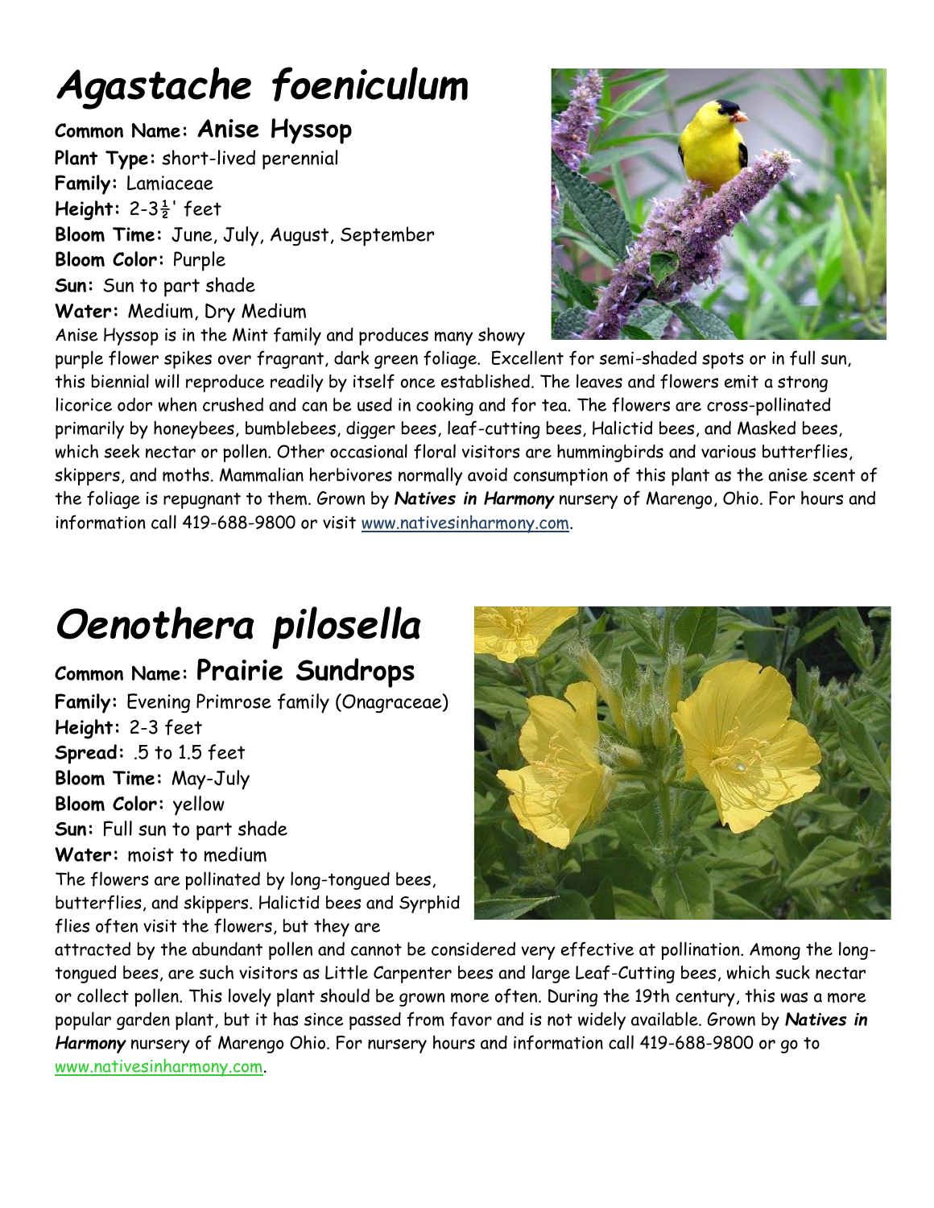# *Agastache foeniculum*

**Common Name:** **Anise Hyssop**
**Plant Type:** short-lived perennial
**Family:** Lamiaceae
**Height:** 2-3½' feet
**Bloom Time:** June, July, August, September
**Bloom Color:** Purple
**Sun:** Sun to part shade
**Water:** Medium, Dry Medium

Anise Hyssop is in the Mint family and produces many showy purple flower spikes over fragrant, dark green foliage. Excellent for semi-shaded spots or in full sun, this biennial will reproduce readily by itself once established. The leaves and flowers emit a strong licorice odor when crushed and can be used in cooking and for tea. The flowers are cross-pollinated primarily by honeybees, bumblebees, digger bees, leaf-cutting bees, Halictid bees, and Masked bees, which seek nectar or pollen. Other occasional floral visitors are hummingbirds and various butterflies, skippers, and moths. Mammalian herbivores normally avoid consumption of this plant as the anise scent of the foliage is repugnant to them. Grown by ***Natives in Harmony*** nursery of Marengo, Ohio. For hours and information call 419-688-9800 or visit www.nativesinharmony.com.

# *Oenothera pilosella*

**Common Name:** **Prairie Sundrops**
**Family:** Evening Primrose family (Onagraceae)
**Height:** 2-3 feet
**Spread:** .5 to 1.5 feet
**Bloom Time:** May-July
**Bloom Color:** yellow
**Sun:** Full sun to part shade
**Water:** moist to medium

The flowers are pollinated by long-tongued bees, butterflies, and skippers. Halictid bees and Syrphid flies often visit the flowers, but they are attracted by the abundant pollen and cannot be considered very effective at pollination. Among the long-tongued bees, are such visitors as Little Carpenter bees and large Leaf-Cutting bees, which suck nectar or collect pollen. This lovely plant should be grown more often. During the 19th century, this was a more popular garden plant, but it has since passed from favor and is not widely available. Grown by ***Natives in Harmony*** nursery of Marengo Ohio. For nursery hours and information call 419-688-9800 or go to www.nativesinharmony.com.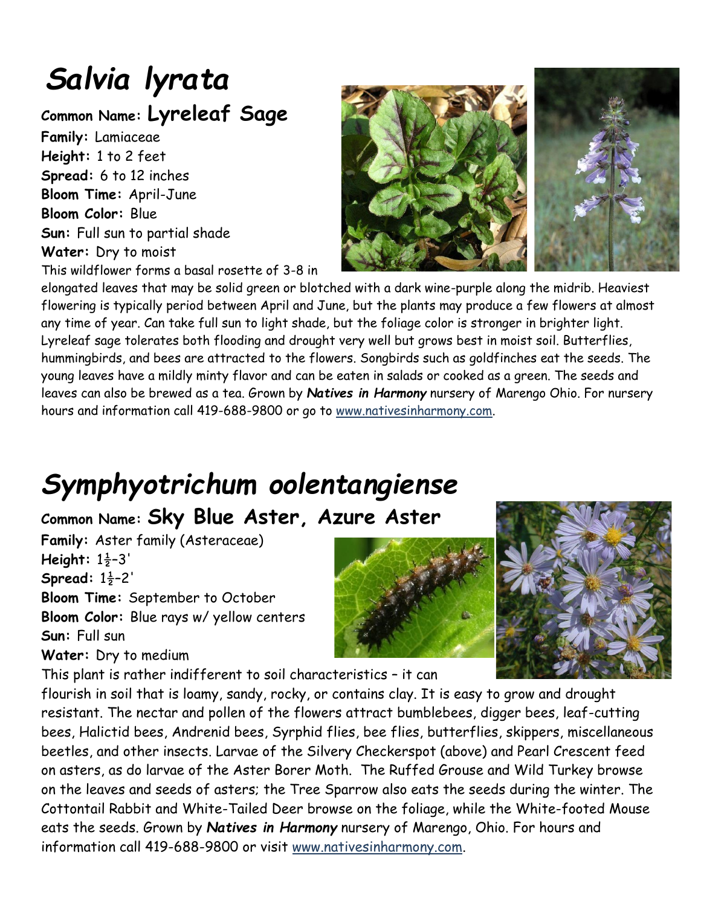# *Salvia lyrata*

**Common Name: Lyreleaf Sage**

**Family:** Lamiaceae
**Height:** 1 to 2 feet
**Spread:** 6 to 12 inches
**Bloom Time:** April-June
**Bloom Color:** Blue
**Sun:** Full sun to partial shade
**Water:** Dry to moist

This wildflower forms a basal rosette of 3-8 in elongated leaves that may be solid green or blotched with a dark wine-purple along the midrib. Heaviest flowering is typically period between April and June, but the plants may produce a few flowers at almost any time of year. Can take full sun to light shade, but the foliage color is stronger in brighter light. Lyreleaf sage tolerates both flooding and drought very well but grows best in moist soil. Butterflies, hummingbirds, and bees are attracted to the flowers. Songbirds such as goldfinches eat the seeds. The young leaves have a mildly minty flavor and can be eaten in salads or cooked as a green. The seeds and leaves can also be brewed as a tea. Grown by ***Natives in Harmony*** nursery of Marengo Ohio. For nursery hours and information call 419-688-9800 or go to www.nativesinharmony.com.

# *Symphyotrichum oolentangiense*

**Common Name: Sky Blue Aster, Azure Aster**

**Family:** Aster family (Asteraceae)
**Height:** 1½–3'
**Spread:** 1½–2'
**Bloom Time:** September to October
**Bloom Color:** Blue rays w/ yellow centers
**Sun:** Full sun
**Water:** Dry to medium

This plant is rather indifferent to soil characteristics – it can flourish in soil that is loamy, sandy, rocky, or contains clay. It is easy to grow and drought resistant. The nectar and pollen of the flowers attract bumblebees, digger bees, leaf-cutting bees, Halictid bees, Andrenid bees, Syrphid flies, bee flies, butterflies, skippers, miscellaneous beetles, and other insects. Larvae of the Silvery Checkerspot (above) and Pearl Crescent feed on asters, as do larvae of the Aster Borer Moth. The Ruffed Grouse and Wild Turkey browse on the leaves and seeds of asters; the Tree Sparrow also eats the seeds during the winter. The Cottontail Rabbit and White-Tailed Deer browse on the foliage, while the White-footed Mouse eats the seeds. Grown by ***Natives in Harmony*** nursery of Marengo, Ohio. For hours and information call 419-688-9800 or visit www.nativesinharmony.com.